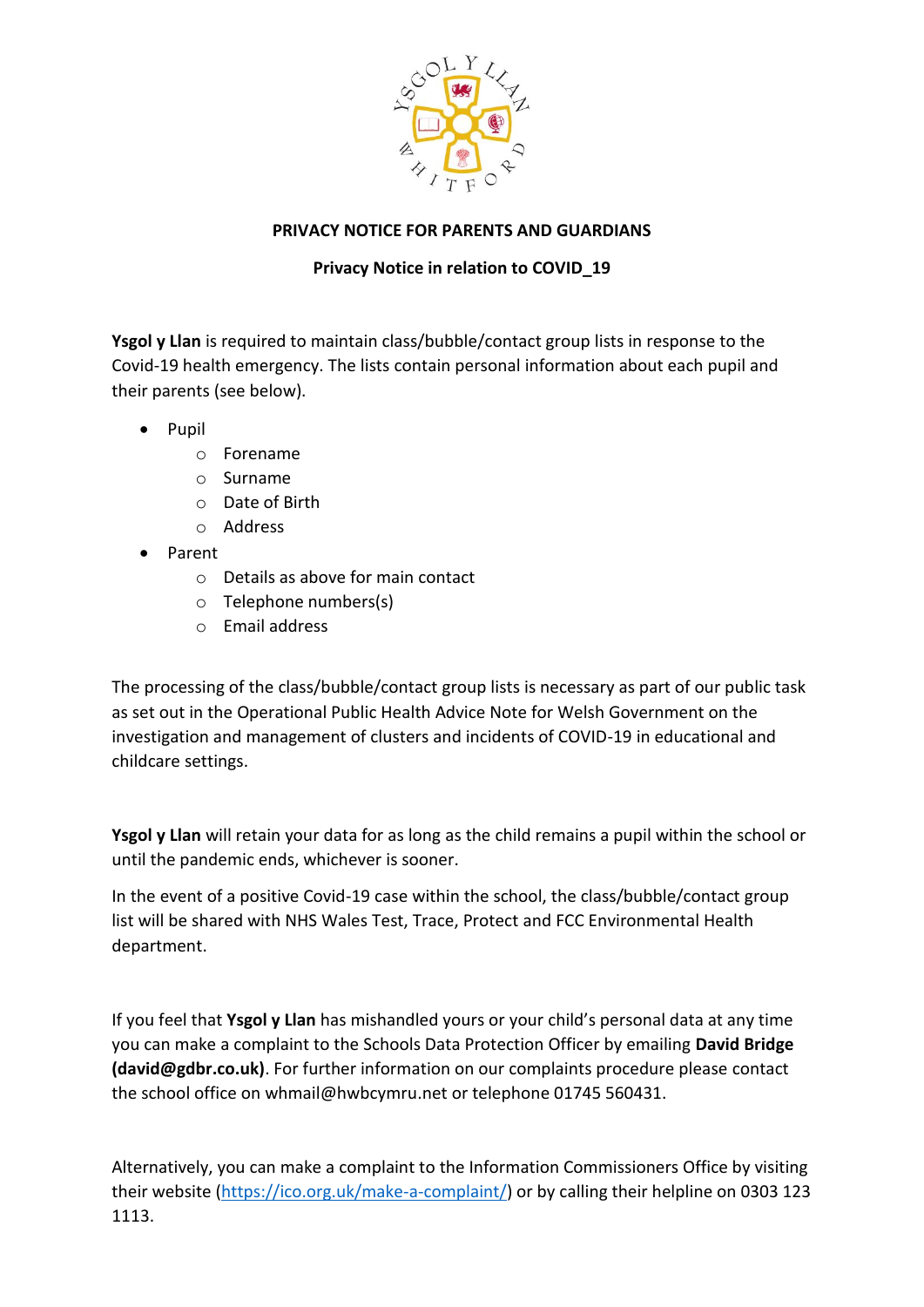**PRIVACY NOTICE FOR PARENTS AND GUARDIANS**

**Privacy Notice in relation to COVID_19**

**Ysgol y Llan** is required to maintain class/bubble/contact group lists in response to the Covid-19 health emergency. The lists contain personal information about each pupil and their parents (see below).

- Pupil
  - Forename
  - Surname
  - Date of Birth
  - Address
- Parent
  - Details as above for main contact
  - Telephone numbers(s)
  - Email address

The processing of the class/bubble/contact group lists is necessary as part of our public task as set out in the Operational Public Health Advice Note for Welsh Government on the investigation and management of clusters and incidents of COVID-19 in educational and childcare settings.

**Ysgol y Llan** will retain your data for as long as the child remains a pupil within the school or until the pandemic ends, whichever is sooner.

In the event of a positive Covid-19 case within the school, the class/bubble/contact group list will be shared with NHS Wales Test, Trace, Protect and FCC Environmental Health department.

If you feel that **Ysgol y Llan** has mishandled yours or your child's personal data at any time you can make a complaint to the Schools Data Protection Officer by emailing **David Bridge (david@gdbr.co.uk)**. For further information on our complaints procedure please contact the school office on whmail@hwbcymru.net or telephone 01745 560431.

Alternatively, you can make a complaint to the Information Commissioners Office by visiting their website (https://ico.org.uk/make-a-complaint/) or by calling their helpline on 0303 123 1113.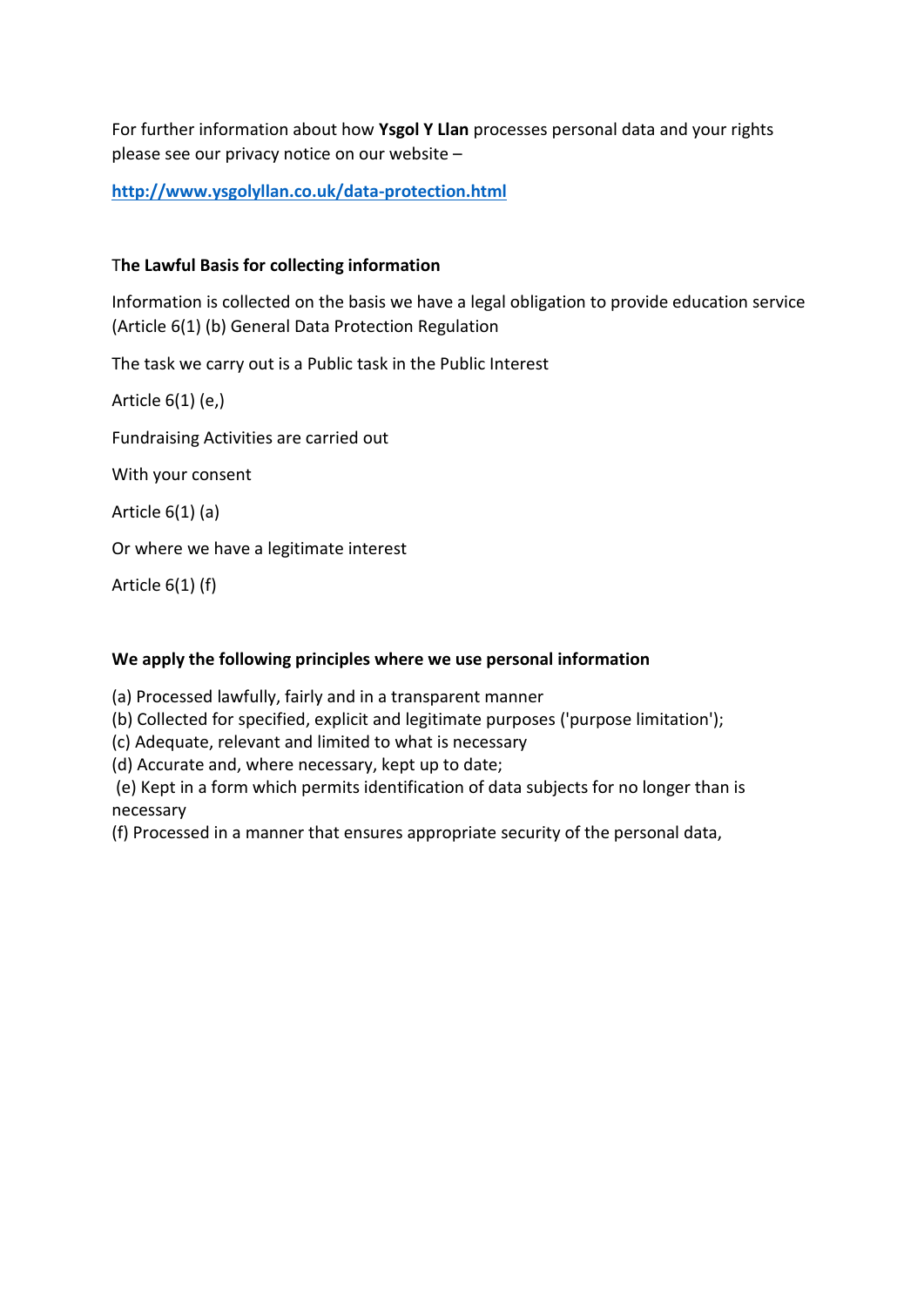For further information about how **Ysgol Y Llan** processes personal data and your rights please see our privacy notice on our website –

**[http://www.ysgolyllan.co.uk/data-protection.html](http://www.ysgolyllan.co.uk/data-protection.html)**

### The Lawful Basis for collecting information

Information is collected on the basis we have a legal obligation to provide education service (Article 6(1) (b) General Data Protection Regulation

The task we carry out is a Public task in the Public Interest

Article 6(1) (e,)

Fundraising Activities are carried out

With your consent

Article 6(1) (a)

Or where we have a legitimate interest

Article 6(1) (f)

### We apply the following principles where we use personal information

(a) Processed lawfully, fairly and in a transparent manner
(b) Collected for specified, explicit and legitimate purposes ('purpose limitation');
(c) Adequate, relevant and limited to what is necessary
(d) Accurate and, where necessary, kept up to date;
(e) Kept in a form which permits identification of data subjects for no longer than is necessary
(f) Processed in a manner that ensures appropriate security of the personal data,